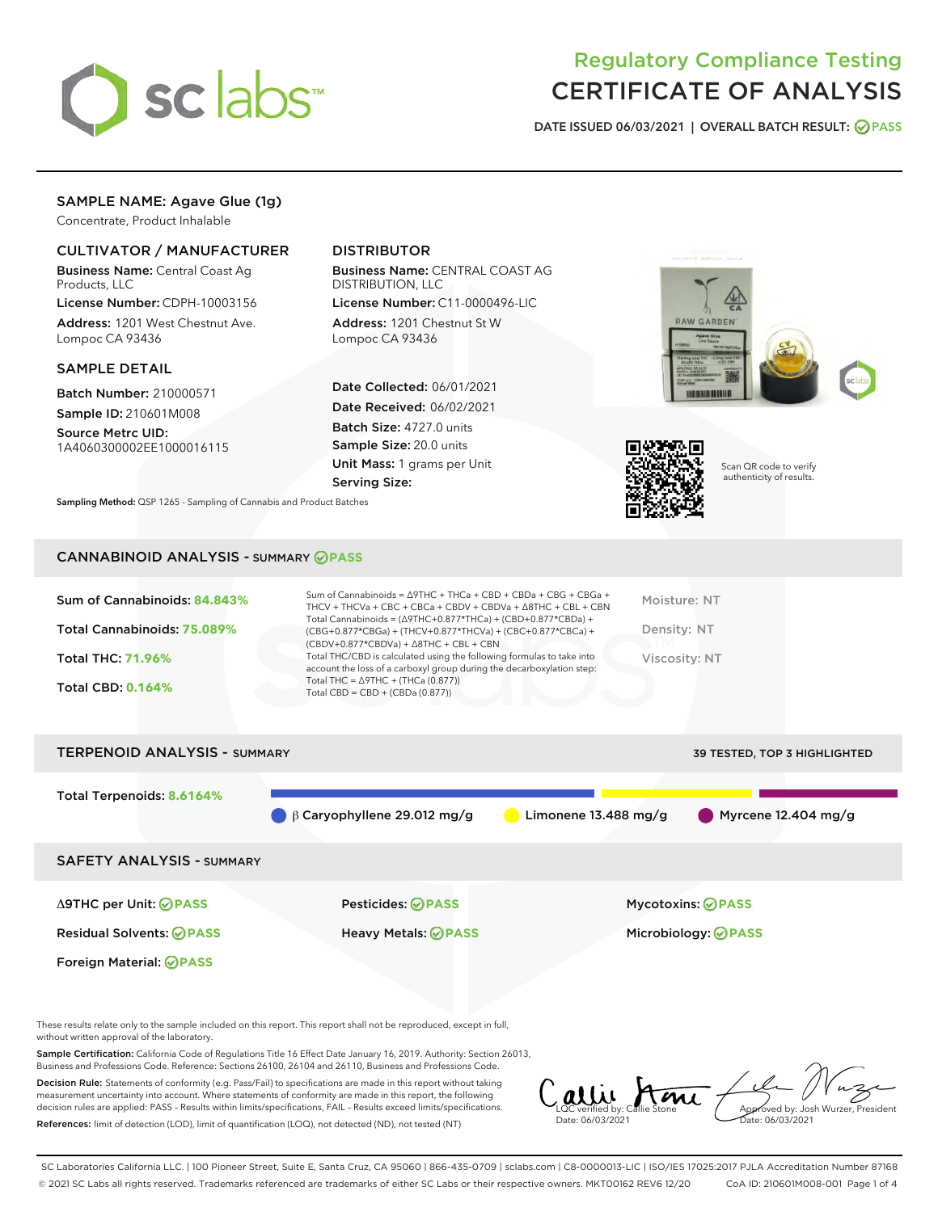# Regulatory Compliance Testing
# CERTIFICATE OF ANALYSIS

DATE ISSUED 06/03/2021 | OVERALL BATCH RESULT: PASS

## SAMPLE NAME: Agave Glue (1g)

Concentrate, Product Inhalable

### CULTIVATOR / MANUFACTURER

**Business Name:** Central Coast Ag Products, LLC

**License Number:** CDPH-10003156

**Address:** 1201 West Chestnut Ave. Lompoc CA 93436

### DISTRIBUTOR

**Business Name:** CENTRAL COAST AG DISTRIBUTION, LLC

**License Number:** C11-0000496-LIC

**Address:** 1201 Chestnut St W Lompoc CA 93436

### SAMPLE DETAIL

**Batch Number:** 210000571

**Sample ID:** 210601M008

**Source Metrc UID:** 1A4060300002EE1000016115

**Date Collected:** 06/01/2021

**Date Received:** 06/02/2021

**Batch Size:** 4727.0 units

**Sample Size:** 20.0 units

**Unit Mass:** 1 grams per Unit

**Serving Size:**

Scan QR code to verify authenticity of results.

**Sampling Method:** QSP 1265 - Sampling of Cannabis and Product Batches

## CANNABINOID ANALYSIS - SUMMARY PASS

Sum of Cannabinoids: **84.843%**

Total Cannabinoids: **75.089%**

Total THC: **71.96%**

Total CBD: **0.164%**

Sum of Cannabinoids = Δ9THC + THCa + CBD + CBDa + CBG + CBGa + THCV + THCVa + CBC + CBCa + CBDV + CBDVa + Δ8THC + CBL + CBN

Total Cannabinoids = (Δ9THC+0.877*THCa) + (CBD+0.877*CBDa) + (CBG+0.877*CBGa) + (THCV+0.877*THCVa) + (CBC+0.877*CBCa) + (CBDV+0.877*CBDVa) + Δ8THC + CBL + CBN

Total THC/CBD is calculated using the following formulas to take into account the loss of a carboxyl group during the decarboxylation step:

Total THC = Δ9THC + (THCa (0.877))

Total CBD = CBD + (CBDa (0.877))

Moisture: NT

Density: NT

Viscosity: NT

## TERPENOID ANALYSIS - SUMMARY

39 TESTED, TOP 3 HIGHLIGHTED

Total Terpenoids: **8.6164%**

β Caryophyllene 29.012 mg/g | Limonene 13.488 mg/g | Myrcene 12.404 mg/g

## SAFETY ANALYSIS - SUMMARY

| | | |
|---|---|---|
| Δ9THC per Unit: PASS | Pesticides: PASS | Mycotoxins: PASS |
| Residual Solvents: PASS | Heavy Metals: PASS | Microbiology: PASS |
| Foreign Material: PASS | | |

These results relate only to the sample included on this report. This report shall not be reproduced, except in full, without written approval of the laboratory.

**Sample Certification:** California Code of Regulations Title 16 Effect Date January 16, 2019. Authority: Section 26013, Business and Professions Code. Reference: Sections 26100, 26104 and 26110, Business and Professions Code.

**Decision Rule:** Statements of conformity (e.g. Pass/Fail) to specifications are made in this report without taking measurement uncertainty into account. Where statements of conformity are made in this report, the following decision rules are applied: PASS – Results within limits/specifications, FAIL – Results exceed limits/specifications.

**References:** limit of detection (LOD), limit of quantification (LOQ), not detected (ND), not tested (NT)

LQC verified by: Callie Stone
Date: 06/03/2021

Approved by: Josh Wurzer, President
Date: 06/03/2021

SC Laboratories California LLC. | 100 Pioneer Street, Suite E, Santa Cruz, CA 95060 | 866-435-0709 | sclabs.com | C8-0000013-LIC | ISO/IES 17025:2017 PJLA Accreditation Number 87168
© 2021 SC Labs all rights reserved. Trademarks referenced are trademarks of either SC Labs or their respective owners. MKT00162 REV6 12/20 CoA ID: 210601M008-001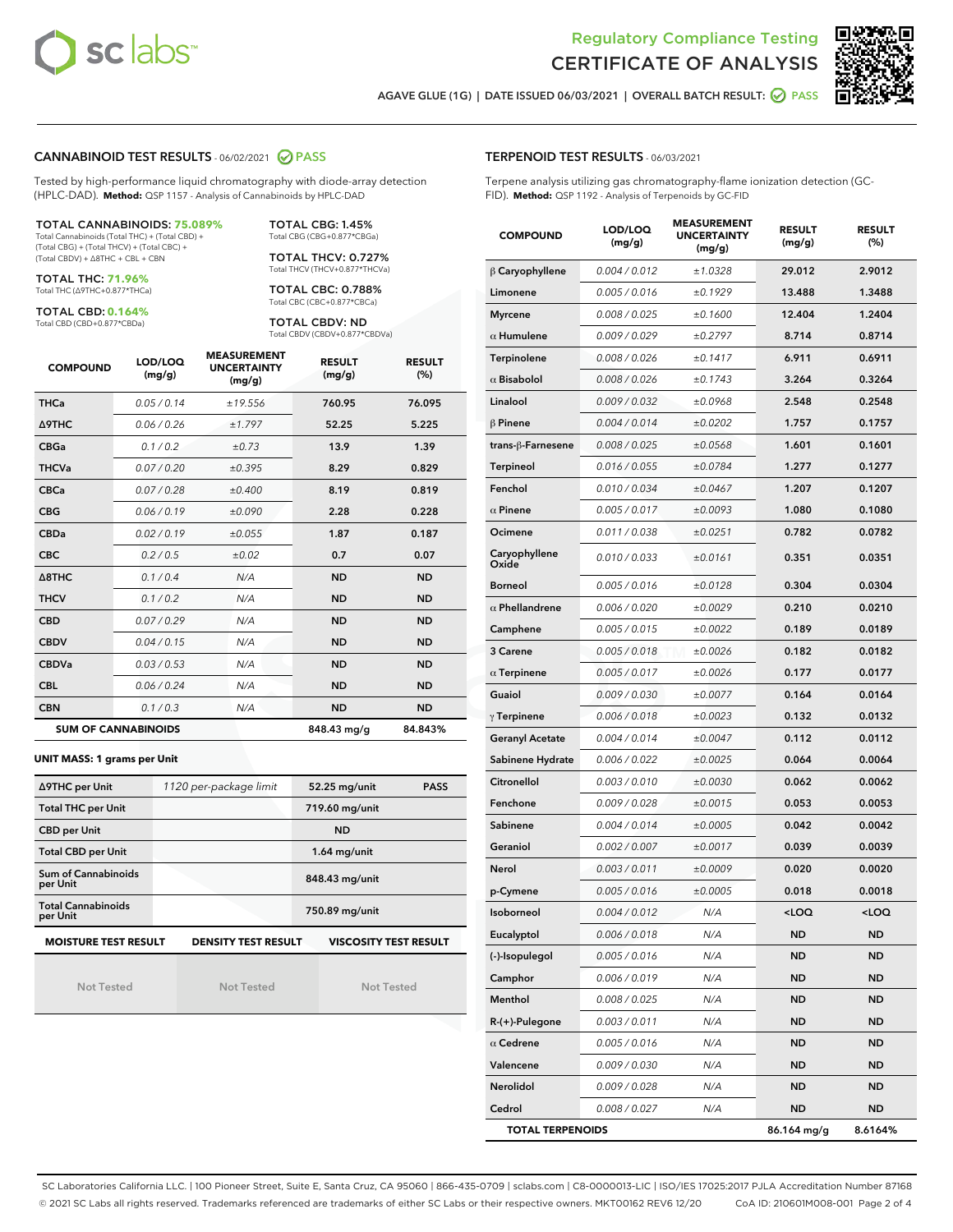Regulatory Compliance Testing
# CERTIFICATE OF ANALYSIS

AGAVE GLUE (1G) | DATE ISSUED 06/03/2021 | OVERALL BATCH RESULT: PASS

## CANNABINOID TEST RESULTS - 06/02/2021 PASS

Tested by high-performance liquid chromatography with diode-array detection (HPLC-DAD). **Method:** QSP 1157 - Analysis of Cannabinoids by HPLC-DAD

**TOTAL CANNABINOIDS: 75.089%**
Total Cannabinoids (Total THC) + (Total CBD) + (Total CBG) + (Total THCV) + (Total CBC) + (Total CBDV) + Δ8THC + CBL + CBN

**TOTAL THC: 71.96%**
Total THC (Δ9THC+0.877*THCa)

**TOTAL CBD: 0.164%**
Total CBD (CBD+0.877*CBDa)

**TOTAL CBG: 1.45%**
Total CBG (CBG+0.877*CBGa)

**TOTAL THCV: 0.727%**
Total THCV (THCV+0.877*THCVa)

**TOTAL CBC: 0.788%**
Total CBC (CBC+0.877*CBCa)

**TOTAL CBDV: ND**
Total CBDV (CBDV+0.877*CBDVa)

| COMPOUND | LOD/LOQ (mg/g) | MEASUREMENT UNCERTAINTY (mg/g) | RESULT (mg/g) | RESULT (%) |
|---|---|---|---|---|
| THCa | 0.05 / 0.14 | ±19.556 | 760.95 | 76.095 |
| Δ9THC | 0.06 / 0.26 | ±1.797 | 52.25 | 5.225 |
| CBGa | 0.1 / 0.2 | ±0.73 | 13.9 | 1.39 |
| THCVa | 0.07 / 0.20 | ±0.395 | 8.29 | 0.829 |
| CBCa | 0.07 / 0.28 | ±0.400 | 8.19 | 0.819 |
| CBG | 0.06 / 0.19 | ±0.090 | 2.28 | 0.228 |
| CBDa | 0.02 / 0.19 | ±0.055 | 1.87 | 0.187 |
| CBC | 0.2 / 0.5 | ±0.02 | 0.7 | 0.07 |
| Δ8THC | 0.1 / 0.4 | N/A | ND | ND |
| THCV | 0.1 / 0.2 | N/A | ND | ND |
| CBD | 0.07 / 0.29 | N/A | ND | ND |
| CBDV | 0.04 / 0.15 | N/A | ND | ND |
| CBDVa | 0.03 / 0.53 | N/A | ND | ND |
| CBL | 0.06 / 0.24 | N/A | ND | ND |
| CBN | 0.1 / 0.3 | N/A | ND | ND |
| **SUM OF CANNABINOIDS** | | | **848.43 mg/g** | **84.843%** |

**UNIT MASS: 1 grams per Unit**

| | | | |
|---|---|---|---|
| Δ9THC per Unit | 1120 per-package limit | 52.25 mg/unit | PASS |
| Total THC per Unit | | 719.60 mg/unit | |
| CBD per Unit | | ND | |
| Total CBD per Unit | | 1.64 mg/unit | |
| Sum of Cannabinoids per Unit | | 848.43 mg/unit | |
| Total Cannabinoids per Unit | | 750.89 mg/unit | |

| MOISTURE TEST RESULT | DENSITY TEST RESULT | VISCOSITY TEST RESULT |
|---|---|---|
| Not Tested | Not Tested | Not Tested |

## TERPENOID TEST RESULTS - 06/03/2021

Terpene analysis utilizing gas chromatography-flame ionization detection (GC-FID). **Method:** QSP 1192 - Analysis of Terpenoids by GC-FID

| COMPOUND | LOD/LOQ (mg/g) | MEASUREMENT UNCERTAINTY (mg/g) | RESULT (mg/g) | RESULT (%) |
|---|---|---|---|---|
| β Caryophyllene | 0.004 / 0.012 | ±1.0328 | 29.012 | 2.9012 |
| Limonene | 0.005 / 0.016 | ±0.1929 | 13.488 | 1.3488 |
| Myrcene | 0.008 / 0.025 | ±0.1600 | 12.404 | 1.2404 |
| α Humulene | 0.009 / 0.029 | ±0.2797 | 8.714 | 0.8714 |
| Terpinolene | 0.008 / 0.026 | ±0.1417 | 6.911 | 0.6911 |
| α Bisabolol | 0.008 / 0.026 | ±0.1743 | 3.264 | 0.3264 |
| Linalool | 0.009 / 0.032 | ±0.0968 | 2.548 | 0.2548 |
| β Pinene | 0.004 / 0.014 | ±0.0202 | 1.757 | 0.1757 |
| trans-β-Farnesene | 0.008 / 0.025 | ±0.0568 | 1.601 | 0.1601 |
| Terpineol | 0.016 / 0.055 | ±0.0784 | 1.277 | 0.1277 |
| Fenchol | 0.010 / 0.034 | ±0.0467 | 1.207 | 0.1207 |
| α Pinene | 0.005 / 0.017 | ±0.0093 | 1.080 | 0.1080 |
| Ocimene | 0.011 / 0.038 | ±0.0251 | 0.782 | 0.0782 |
| Caryophyllene Oxide | 0.010 / 0.033 | ±0.0161 | 0.351 | 0.0351 |
| Borneol | 0.005 / 0.016 | ±0.0128 | 0.304 | 0.0304 |
| α Phellandrene | 0.006 / 0.020 | ±0.0029 | 0.210 | 0.0210 |
| Camphene | 0.005 / 0.015 | ±0.0022 | 0.189 | 0.0189 |
| 3 Carene | 0.005 / 0.018 | ±0.0026 | 0.182 | 0.0182 |
| α Terpinene | 0.005 / 0.017 | ±0.0026 | 0.177 | 0.0177 |
| Guaiol | 0.009 / 0.030 | ±0.0077 | 0.164 | 0.0164 |
| γ Terpinene | 0.006 / 0.018 | ±0.0023 | 0.132 | 0.0132 |
| Geranyl Acetate | 0.004 / 0.014 | ±0.0047 | 0.112 | 0.0112 |
| Sabinene Hydrate | 0.006 / 0.022 | ±0.0025 | 0.064 | 0.0064 |
| Citronellol | 0.003 / 0.010 | ±0.0030 | 0.062 | 0.0062 |
| Fenchone | 0.009 / 0.028 | ±0.0015 | 0.053 | 0.0053 |
| Sabinene | 0.004 / 0.014 | ±0.0005 | 0.042 | 0.0042 |
| Geraniol | 0.002 / 0.007 | ±0.0017 | 0.039 | 0.0039 |
| Nerol | 0.003 / 0.011 | ±0.0009 | 0.020 | 0.0020 |
| p-Cymene | 0.005 / 0.016 | ±0.0005 | 0.018 | 0.0018 |
| Isoborneol | 0.004 / 0.012 | N/A | <LOQ | <LOQ |
| Eucalyptol | 0.006 / 0.018 | N/A | ND | ND |
| (-)-Isopulegol | 0.005 / 0.016 | N/A | ND | ND |
| Camphor | 0.006 / 0.019 | N/A | ND | ND |
| Menthol | 0.008 / 0.025 | N/A | ND | ND |
| R-(+)-Pulegone | 0.003 / 0.011 | N/A | ND | ND |
| α Cedrene | 0.005 / 0.016 | N/A | ND | ND |
| Valencene | 0.009 / 0.030 | N/A | ND | ND |
| Nerolidol | 0.009 / 0.028 | N/A | ND | ND |
| Cedrol | 0.008 / 0.027 | N/A | ND | ND |
| **TOTAL TERPENOIDS** | | | **86.164 mg/g** | **8.6164%** |

SC Laboratories California LLC. | 100 Pioneer Street, Suite E, Santa Cruz, CA 95060 | 866-435-0709 | sclabs.com | C8-0000013-LIC | ISO/IES 17025:2017 PJLA Accreditation Number 87168
© 2021 SC Labs all rights reserved. Trademarks referenced are trademarks of either SC Labs or their respective owners. MKT00162 REV6 12/20 CoA ID: 210601M008-001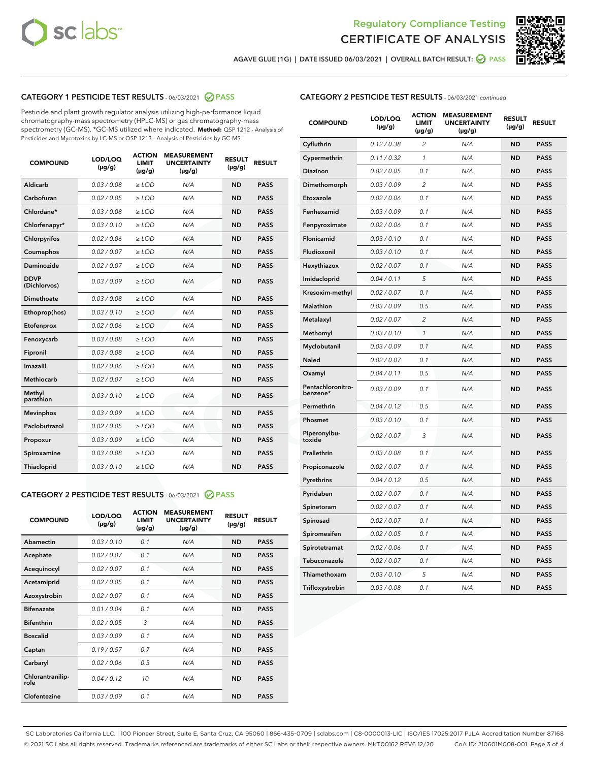Regulatory Compliance Testing
CERTIFICATE OF ANALYSIS

AGAVE GLUE (1G) | DATE ISSUED 06/03/2021 | OVERALL BATCH RESULT: PASS

## CATEGORY 1 PESTICIDE TEST RESULTS - 06/03/2021 PASS

Pesticide and plant growth regulator analysis utilizing high-performance liquid chromatography-mass spectrometry (HPLC-MS) or gas chromatography-mass spectrometry (GC-MS). *GC-MS utilized where indicated. **Method:** QSP 1212 - Analysis of Pesticides and Mycotoxins by LC-MS or QSP 1213 - Analysis of Pesticides by GC-MS

| COMPOUND | LOD/LOQ (µg/g) | ACTION LIMIT (µg/g) | MEASUREMENT UNCERTAINTY (µg/g) | RESULT (µg/g) | RESULT |
|---|---|---|---|---|---|
| Aldicarb | 0.03 / 0.08 | ≥ LOD | N/A | ND | PASS |
| Carbofuran | 0.02 / 0.05 | ≥ LOD | N/A | ND | PASS |
| Chlordane* | 0.03 / 0.08 | ≥ LOD | N/A | ND | PASS |
| Chlorfenapyr* | 0.03 / 0.10 | ≥ LOD | N/A | ND | PASS |
| Chlorpyrifos | 0.02 / 0.06 | ≥ LOD | N/A | ND | PASS |
| Coumaphos | 0.02 / 0.07 | ≥ LOD | N/A | ND | PASS |
| Daminozide | 0.02 / 0.07 | ≥ LOD | N/A | ND | PASS |
| DDVP (Dichlorvos) | 0.03 / 0.09 | ≥ LOD | N/A | ND | PASS |
| Dimethoate | 0.03 / 0.08 | ≥ LOD | N/A | ND | PASS |
| Ethoprop(hos) | 0.03 / 0.10 | ≥ LOD | N/A | ND | PASS |
| Etofenprox | 0.02 / 0.06 | ≥ LOD | N/A | ND | PASS |
| Fenoxycarb | 0.03 / 0.08 | ≥ LOD | N/A | ND | PASS |
| Fipronil | 0.03 / 0.08 | ≥ LOD | N/A | ND | PASS |
| Imazalil | 0.02 / 0.06 | ≥ LOD | N/A | ND | PASS |
| Methiocarb | 0.02 / 0.07 | ≥ LOD | N/A | ND | PASS |
| Methyl parathion | 0.03 / 0.10 | ≥ LOD | N/A | ND | PASS |
| Mevinphos | 0.03 / 0.09 | ≥ LOD | N/A | ND | PASS |
| Paclobutrazol | 0.02 / 0.05 | ≥ LOD | N/A | ND | PASS |
| Propoxur | 0.03 / 0.09 | ≥ LOD | N/A | ND | PASS |
| Spiroxamine | 0.03 / 0.08 | ≥ LOD | N/A | ND | PASS |
| Thiacloprid | 0.03 / 0.10 | ≥ LOD | N/A | ND | PASS |

## CATEGORY 2 PESTICIDE TEST RESULTS - 06/03/2021 PASS

| COMPOUND | LOD/LOQ (µg/g) | ACTION LIMIT (µg/g) | MEASUREMENT UNCERTAINTY (µg/g) | RESULT (µg/g) | RESULT |
|---|---|---|---|---|---|
| Abamectin | 0.03 / 0.10 | 0.1 | N/A | ND | PASS |
| Acephate | 0.02 / 0.07 | 0.1 | N/A | ND | PASS |
| Acequinocyl | 0.02 / 0.07 | 0.1 | N/A | ND | PASS |
| Acetamiprid | 0.02 / 0.05 | 0.1 | N/A | ND | PASS |
| Azoxystrobin | 0.02 / 0.07 | 0.1 | N/A | ND | PASS |
| Bifenazate | 0.01 / 0.04 | 0.1 | N/A | ND | PASS |
| Bifenthrin | 0.02 / 0.05 | 3 | N/A | ND | PASS |
| Boscalid | 0.03 / 0.09 | 0.1 | N/A | ND | PASS |
| Captan | 0.19 / 0.57 | 0.7 | N/A | ND | PASS |
| Carbaryl | 0.02 / 0.06 | 0.5 | N/A | ND | PASS |
| Chlorantraniliprole | 0.04 / 0.12 | 10 | N/A | ND | PASS |
| Clofentezine | 0.03 / 0.09 | 0.1 | N/A | ND | PASS |
| Cyfluthrin | 0.12 / 0.38 | 2 | N/A | ND | PASS |
| Cypermethrin | 0.11 / 0.32 | 1 | N/A | ND | PASS |
| Diazinon | 0.02 / 0.05 | 0.1 | N/A | ND | PASS |
| Dimethomorph | 0.03 / 0.09 | 2 | N/A | ND | PASS |
| Etoxazole | 0.02 / 0.06 | 0.1 | N/A | ND | PASS |
| Fenhexamid | 0.03 / 0.09 | 0.1 | N/A | ND | PASS |
| Fenpyroximate | 0.02 / 0.06 | 0.1 | N/A | ND | PASS |
| Flonicamid | 0.03 / 0.10 | 0.1 | N/A | ND | PASS |
| Fludioxonil | 0.03 / 0.10 | 0.1 | N/A | ND | PASS |
| Hexythiazox | 0.02 / 0.07 | 0.1 | N/A | ND | PASS |
| Imidacloprid | 0.04 / 0.11 | 5 | N/A | ND | PASS |
| Kresoxim-methyl | 0.02 / 0.07 | 0.1 | N/A | ND | PASS |
| Malathion | 0.03 / 0.09 | 0.5 | N/A | ND | PASS |
| Metalaxyl | 0.02 / 0.07 | 2 | N/A | ND | PASS |
| Methomyl | 0.03 / 0.10 | 1 | N/A | ND | PASS |
| Myclobutanil | 0.03 / 0.09 | 0.1 | N/A | ND | PASS |
| Naled | 0.02 / 0.07 | 0.1 | N/A | ND | PASS |
| Oxamyl | 0.04 / 0.11 | 0.5 | N/A | ND | PASS |
| Pentachloronitrobenzene* | 0.03 / 0.09 | 0.1 | N/A | ND | PASS |
| Permethrin | 0.04 / 0.12 | 0.5 | N/A | ND | PASS |
| Phosmet | 0.03 / 0.10 | 0.1 | N/A | ND | PASS |
| Piperonylbutoxide | 0.02 / 0.07 | 3 | N/A | ND | PASS |
| Prallethrin | 0.03 / 0.08 | 0.1 | N/A | ND | PASS |
| Propiconazole | 0.02 / 0.07 | 0.1 | N/A | ND | PASS |
| Pyrethrins | 0.04 / 0.12 | 0.5 | N/A | ND | PASS |
| Pyridaben | 0.02 / 0.07 | 0.1 | N/A | ND | PASS |
| Spinetoram | 0.02 / 0.07 | 0.1 | N/A | ND | PASS |
| Spinosad | 0.02 / 0.07 | 0.1 | N/A | ND | PASS |
| Spiromesifen | 0.02 / 0.05 | 0.1 | N/A | ND | PASS |
| Spirotetramat | 0.02 / 0.06 | 0.1 | N/A | ND | PASS |
| Tebuconazole | 0.02 / 0.07 | 0.1 | N/A | ND | PASS |
| Thiamethoxam | 0.03 / 0.10 | 5 | N/A | ND | PASS |
| Trifloxystrobin | 0.03 / 0.08 | 0.1 | N/A | ND | PASS |

SC Laboratories California LLC. | 100 Pioneer Street, Suite E, Santa Cruz, CA 95060 | 866-435-0709 | sclabs.com | C8-0000013-LIC | ISO/IES 17025:2017 PJLA Accreditation Number 87168
© 2021 SC Labs all rights reserved. Trademarks referenced are trademarks of either SC Labs or their respective owners. MKT00162 REV6 12/20 CoA ID: 210601M008-001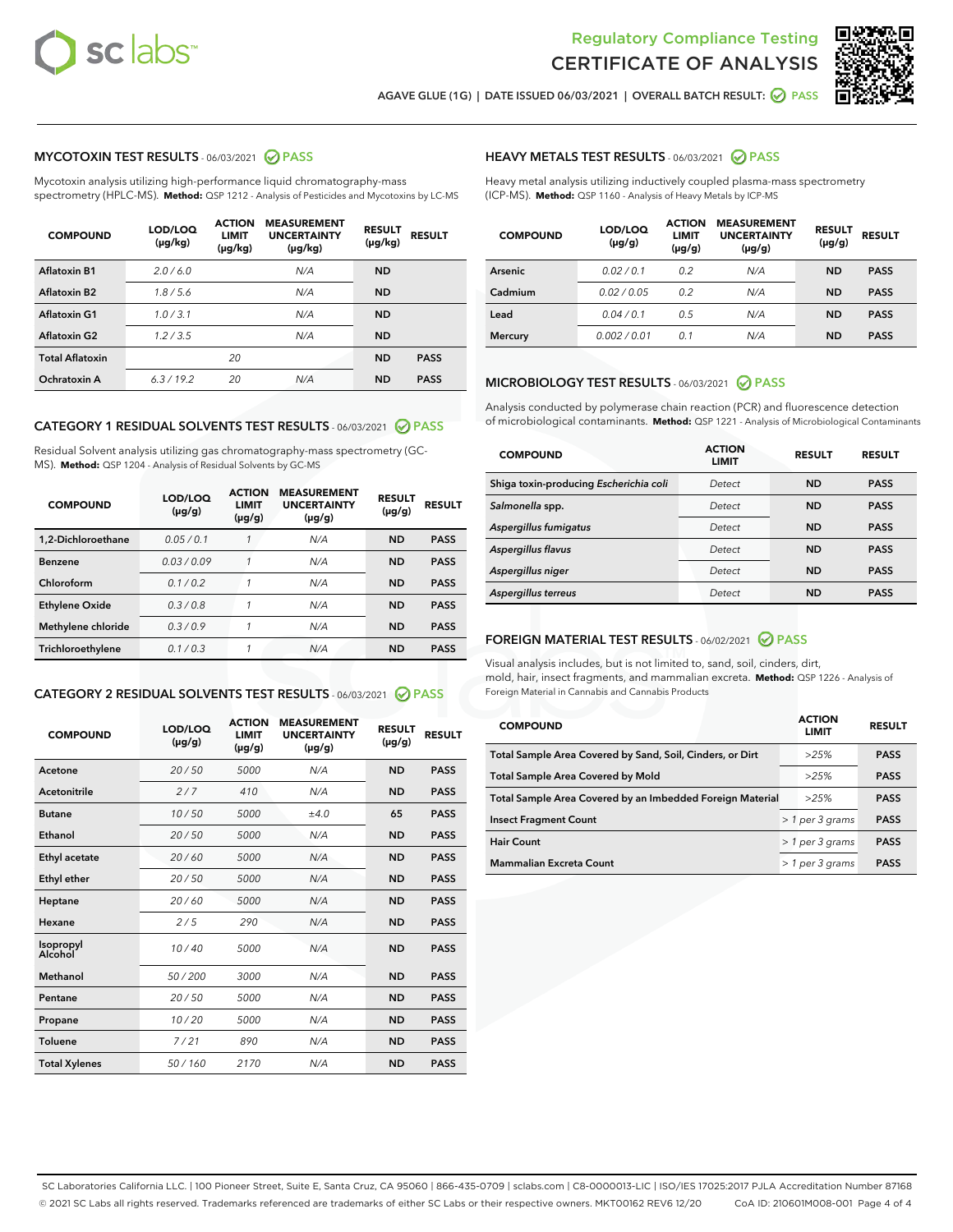# Regulatory Compliance Testing
# CERTIFICATE OF ANALYSIS

AGAVE GLUE (1G) | DATE ISSUED 06/03/2021 | OVERALL BATCH RESULT: PASS

## MYCOTOXIN TEST RESULTS - 06/03/2021 PASS

Mycotoxin analysis utilizing high-performance liquid chromatography-mass spectrometry (HPLC-MS). **Method:** QSP 1212 - Analysis of Pesticides and Mycotoxins by LC-MS

| COMPOUND | LOD/LOQ (µg/kg) | ACTION LIMIT (µg/kg) | MEASUREMENT UNCERTAINTY (µg/kg) | RESULT (µg/kg) | RESULT |
|---|---|---|---|---|---|
| Aflatoxin B1 | 2.0 / 6.0 | | N/A | ND | |
| Aflatoxin B2 | 1.8 / 5.6 | | N/A | ND | |
| Aflatoxin G1 | 1.0 / 3.1 | | N/A | ND | |
| Aflatoxin G2 | 1.2 / 3.5 | | N/A | ND | |
| Total Aflatoxin | | 20 | | ND | PASS |
| Ochratoxin A | 6.3 / 19.2 | 20 | N/A | ND | PASS |

## CATEGORY 1 RESIDUAL SOLVENTS TEST RESULTS - 06/03/2021 PASS

Residual Solvent analysis utilizing gas chromatography-mass spectrometry (GC-MS). **Method:** QSP 1204 - Analysis of Residual Solvents by GC-MS

| COMPOUND | LOD/LOQ (µg/g) | ACTION LIMIT (µg/g) | MEASUREMENT UNCERTAINTY (µg/g) | RESULT (µg/g) | RESULT |
|---|---|---|---|---|---|
| 1,2-Dichloroethane | 0.05 / 0.1 | 1 | N/A | ND | PASS |
| Benzene | 0.03 / 0.09 | 1 | N/A | ND | PASS |
| Chloroform | 0.1 / 0.2 | 1 | N/A | ND | PASS |
| Ethylene Oxide | 0.3 / 0.8 | 1 | N/A | ND | PASS |
| Methylene chloride | 0.3 / 0.9 | 1 | N/A | ND | PASS |
| Trichloroethylene | 0.1 / 0.3 | 1 | N/A | ND | PASS |

## CATEGORY 2 RESIDUAL SOLVENTS TEST RESULTS - 06/03/2021 PASS

| COMPOUND | LOD/LOQ (µg/g) | ACTION LIMIT (µg/g) | MEASUREMENT UNCERTAINTY (µg/g) | RESULT (µg/g) | RESULT |
|---|---|---|---|---|---|
| Acetone | 20 / 50 | 5000 | N/A | ND | PASS |
| Acetonitrile | 2 / 7 | 410 | N/A | ND | PASS |
| Butane | 10 / 50 | 5000 | ±4.0 | 65 | PASS |
| Ethanol | 20 / 50 | 5000 | N/A | ND | PASS |
| Ethyl acetate | 20 / 60 | 5000 | N/A | ND | PASS |
| Ethyl ether | 20 / 50 | 5000 | N/A | ND | PASS |
| Heptane | 20 / 60 | 5000 | N/A | ND | PASS |
| Hexane | 2 / 5 | 290 | N/A | ND | PASS |
| Isopropyl Alcohol | 10 / 40 | 5000 | N/A | ND | PASS |
| Methanol | 50 / 200 | 3000 | N/A | ND | PASS |
| Pentane | 20 / 50 | 5000 | N/A | ND | PASS |
| Propane | 10 / 20 | 5000 | N/A | ND | PASS |
| Toluene | 7 / 21 | 890 | N/A | ND | PASS |
| Total Xylenes | 50 / 160 | 2170 | N/A | ND | PASS |

## HEAVY METALS TEST RESULTS - 06/03/2021 PASS

Heavy metal analysis utilizing inductively coupled plasma-mass spectrometry (ICP-MS). **Method:** QSP 1160 - Analysis of Heavy Metals by ICP-MS

| COMPOUND | LOD/LOQ (µg/g) | ACTION LIMIT (µg/g) | MEASUREMENT UNCERTAINTY (µg/g) | RESULT (µg/g) | RESULT |
|---|---|---|---|---|---|
| Arsenic | 0.02 / 0.1 | 0.2 | N/A | ND | PASS |
| Cadmium | 0.02 / 0.05 | 0.2 | N/A | ND | PASS |
| Lead | 0.04 / 0.1 | 0.5 | N/A | ND | PASS |
| Mercury | 0.002 / 0.01 | 0.1 | N/A | ND | PASS |

## MICROBIOLOGY TEST RESULTS - 06/03/2021 PASS

Analysis conducted by polymerase chain reaction (PCR) and fluorescence detection of microbiological contaminants. **Method:** QSP 1221 - Analysis of Microbiological Contaminants

| COMPOUND | ACTION LIMIT | RESULT | RESULT |
|---|---|---|---|
| Shiga toxin-producing *Escherichia coli* | Detect | ND | PASS |
| *Salmonella* spp. | Detect | ND | PASS |
| *Aspergillus fumigatus* | Detect | ND | PASS |
| *Aspergillus flavus* | Detect | ND | PASS |
| *Aspergillus niger* | Detect | ND | PASS |
| *Aspergillus terreus* | Detect | ND | PASS |

## FOREIGN MATERIAL TEST RESULTS - 06/02/2021 PASS

Visual analysis includes, but is not limited to, sand, soil, cinders, dirt, mold, hair, insect fragments, and mammalian excreta. **Method:** QSP 1226 - Analysis of Foreign Material in Cannabis and Cannabis Products

| COMPOUND | ACTION LIMIT | RESULT |
|---|---|---|
| Total Sample Area Covered by Sand, Soil, Cinders, or Dirt | >25% | PASS |
| Total Sample Area Covered by Mold | >25% | PASS |
| Total Sample Area Covered by an Imbedded Foreign Material | >25% | PASS |
| Insect Fragment Count | > 1 per 3 grams | PASS |
| Hair Count | > 1 per 3 grams | PASS |
| Mammalian Excreta Count | > 1 per 3 grams | PASS |

SC Laboratories California LLC. | 100 Pioneer Street, Suite E, Santa Cruz, CA 95060 | 866-435-0709 | sclabs.com | C8-0000013-LIC | ISO/IES 17025:2017 PJLA Accreditation Number 87168
© 2021 SC Labs all rights reserved. Trademarks referenced are trademarks of either SC Labs or their respective owners. MKT00162 REV6 12/20 CoA ID: 210601M008-001